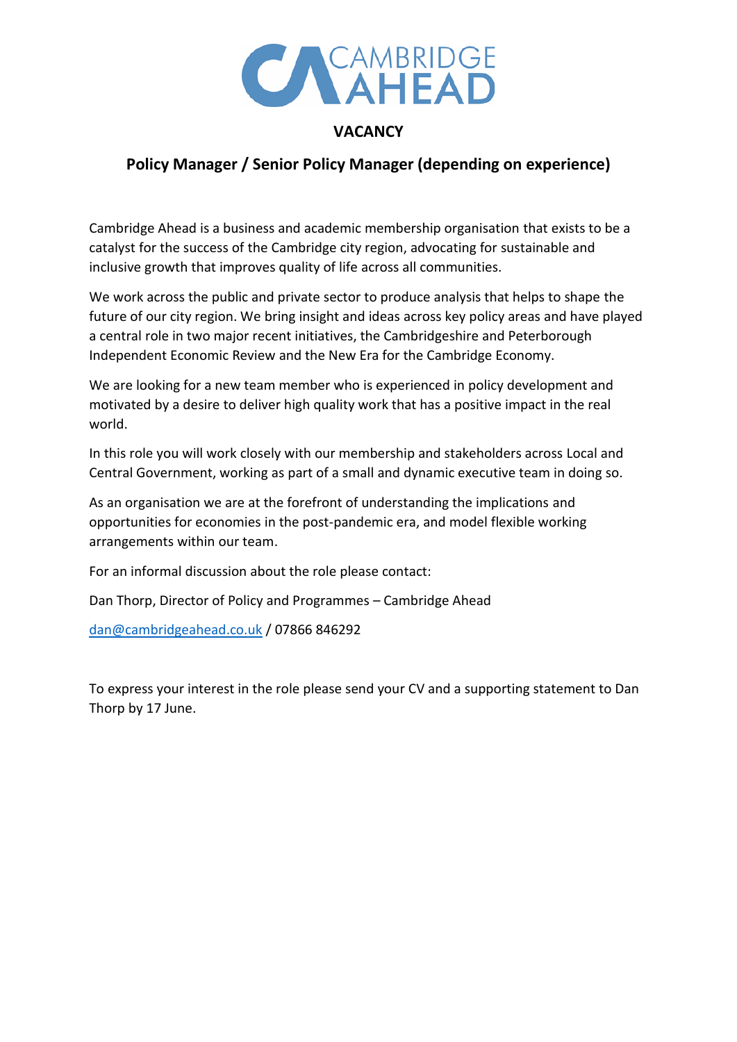# VACANCY

## Policy Manager / Senior Policy Manager (depending on experience)

Cambridge Ahead is a business and academic membership organisation that exists to be a catalyst for the success of the Cambridge city region, advocating for sustainable and inclusive growth that improves quality of life across all communities.

We work across the public and private sector to produce analysis that helps to shape the future of our city region. We bring insight and ideas across key policy areas and have played a central role in two major recent initiatives, the Cambridgeshire and Peterborough Independent Economic Review and the New Era for the Cambridge Economy.

We are looking for a new team member who is experienced in policy development and motivated by a desire to deliver high quality work that has a positive impact in the real world.

In this role you will work closely with our membership and stakeholders across Local and Central Government, working as part of a small and dynamic executive team in doing so.

As an organisation we are at the forefront of understanding the implications and opportunities for economies in the post-pandemic era, and model flexible working arrangements within our team.

For an informal discussion about the role please contact:

Dan Thorp, Director of Policy and Programmes – Cambridge Ahead

dan@cambridgeahead.co.uk / 07866 846292

To express your interest in the role please send your CV and a supporting statement to Dan Thorp by 17 June.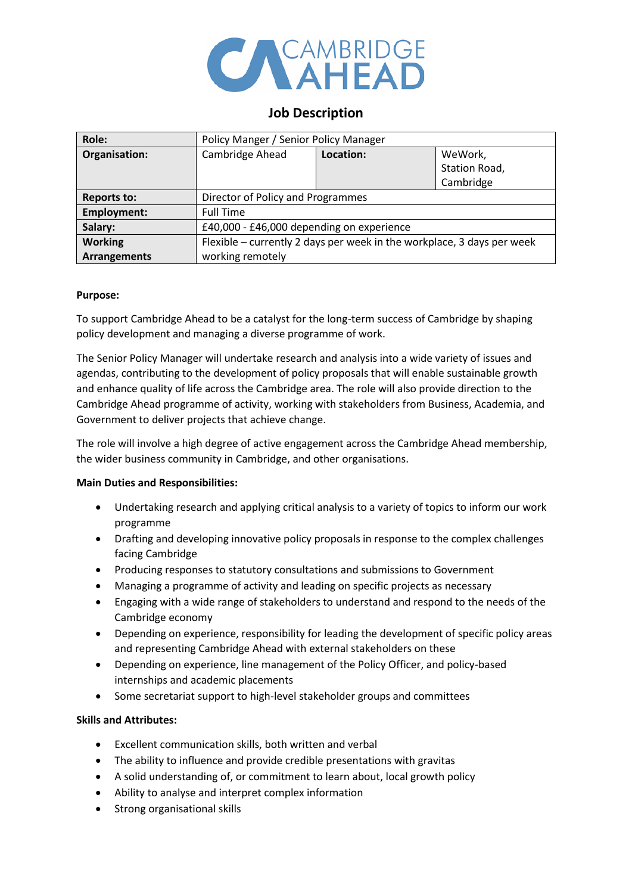# Job Description

| Role: | Policy Manger / Senior Policy Manager | | |
|---|---|---|---|
| Organisation: | Cambridge Ahead | Location: | WeWork, Station Road, Cambridge |
| Reports to: | Director of Policy and Programmes | | |
| Employment: | Full Time | | |
| Salary: | £40,000 - £46,000 depending on experience | | |
| Working Arrangements | Flexible – currently 2 days per week in the workplace, 3 days per week working remotely | | |

**Purpose:**

To support Cambridge Ahead to be a catalyst for the long-term success of Cambridge by shaping policy development and managing a diverse programme of work.

The Senior Policy Manager will undertake research and analysis into a wide variety of issues and agendas, contributing to the development of policy proposals that will enable sustainable growth and enhance quality of life across the Cambridge area. The role will also provide direction to the Cambridge Ahead programme of activity, working with stakeholders from Business, Academia, and Government to deliver projects that achieve change.

The role will involve a high degree of active engagement across the Cambridge Ahead membership, the wider business community in Cambridge, and other organisations.

**Main Duties and Responsibilities:**

- Undertaking research and applying critical analysis to a variety of topics to inform our work programme
- Drafting and developing innovative policy proposals in response to the complex challenges facing Cambridge
- Producing responses to statutory consultations and submissions to Government
- Managing a programme of activity and leading on specific projects as necessary
- Engaging with a wide range of stakeholders to understand and respond to the needs of the Cambridge economy
- Depending on experience, responsibility for leading the development of specific policy areas and representing Cambridge Ahead with external stakeholders on these
- Depending on experience, line management of the Policy Officer, and policy-based internships and academic placements
- Some secretariat support to high-level stakeholder groups and committees

**Skills and Attributes:**

- Excellent communication skills, both written and verbal
- The ability to influence and provide credible presentations with gravitas
- A solid understanding of, or commitment to learn about, local growth policy
- Ability to analyse and interpret complex information
- Strong organisational skills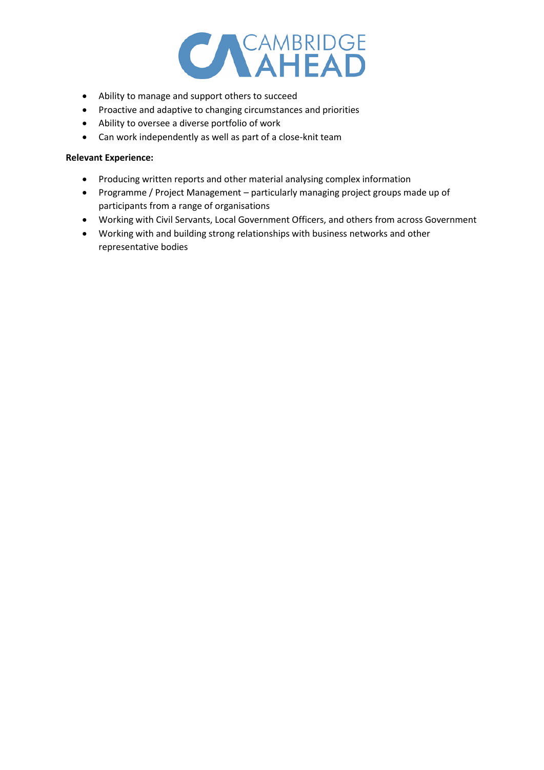- Ability to manage and support others to succeed
- Proactive and adaptive to changing circumstances and priorities
- Ability to oversee a diverse portfolio of work
- Can work independently as well as part of a close-knit team

**Relevant Experience:**

- Producing written reports and other material analysing complex information
- Programme / Project Management – particularly managing project groups made up of participants from a range of organisations
- Working with Civil Servants, Local Government Officers, and others from across Government
- Working with and building strong relationships with business networks and other representative bodies